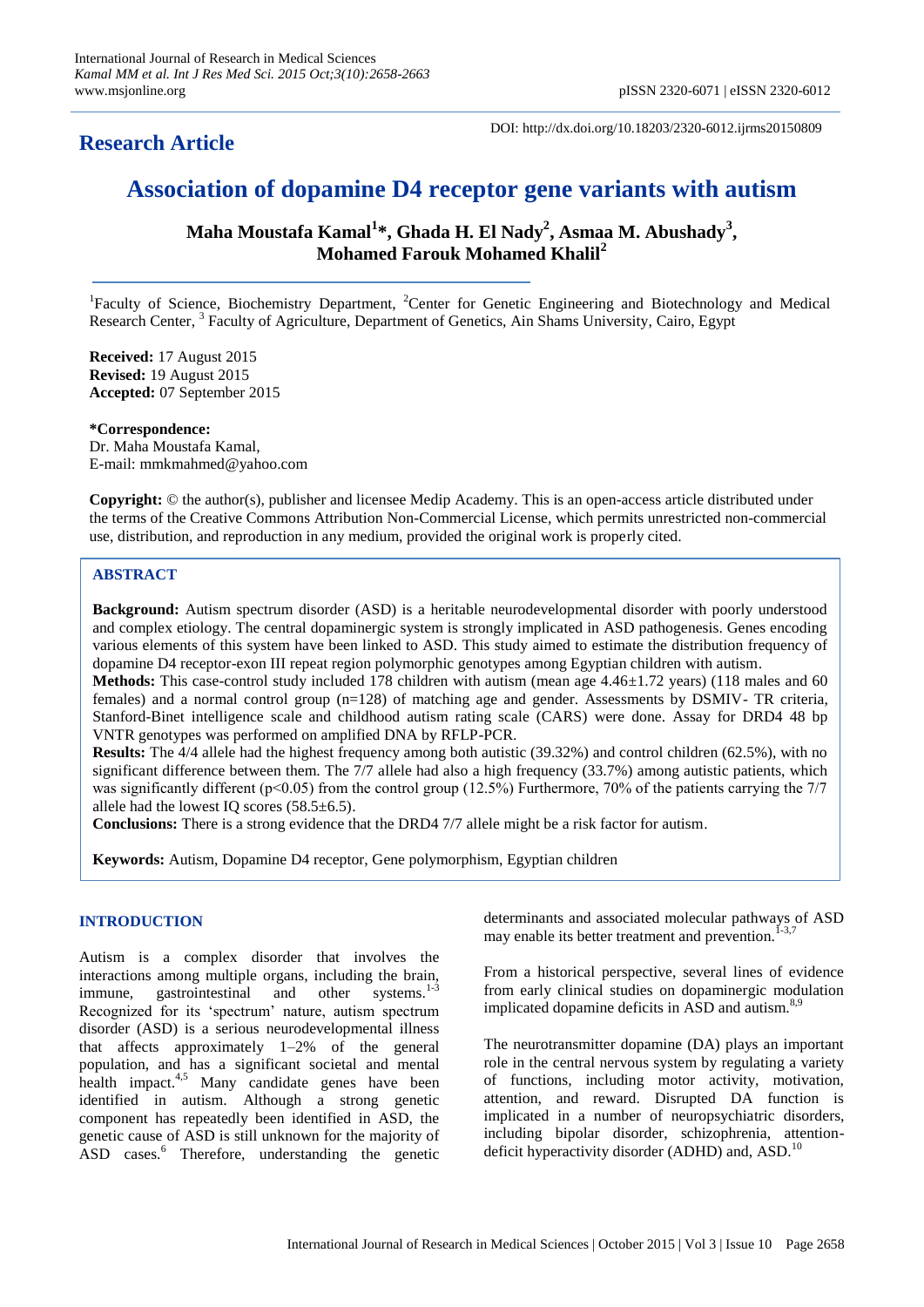**Research Article**

DOI: http://dx.doi.org/10.18203/2320-6012.ijrms20150809

# Association of dopamine D4 receptor gene variants with autism

**Maha Moustafa Kamal[1]*, Ghada H. El Nady[2], Asmaa M. Abushady[3], Mohamed Farouk Mohamed Khalil[2]**

[1]Faculty of Science, Biochemistry Department, [2]Center for Genetic Engineering and Biotechnology and Medical Research Center, [3] Faculty of Agriculture, Department of Genetics, Ain Shams University, Cairo, Egypt

**Received:** 17 August 2015
**Revised:** 19 August 2015
**Accepted:** 07 September 2015

**\*Correspondence:**
Dr. Maha Moustafa Kamal,
E-mail: mmkmahmed@yahoo.com

**Copyright:** © the author(s), publisher and licensee Medip Academy. This is an open-access article distributed under the terms of the Creative Commons Attribution Non-Commercial License, which permits unrestricted non-commercial use, distribution, and reproduction in any medium, provided the original work is properly cited.

## ABSTRACT

**Background:** Autism spectrum disorder (ASD) is a heritable neurodevelopmental disorder with poorly understood and complex etiology. The central dopaminergic system is strongly implicated in ASD pathogenesis. Genes encoding various elements of this system have been linked to ASD. This study aimed to estimate the distribution frequency of dopamine D4 receptor-exon III repeat region polymorphic genotypes among Egyptian children with autism.

**Methods:** This case-control study included 178 children with autism (mean age 4.46±1.72 years) (118 males and 60 females) and a normal control group (n=128) of matching age and gender. Assessments by DSMIV- TR criteria, Stanford-Binet intelligence scale and childhood autism rating scale (CARS) were done. Assay for DRD4 48 bp VNTR genotypes was performed on amplified DNA by RFLP-PCR.

**Results:** The 4/4 allele had the highest frequency among both autistic (39.32%) and control children (62.5%), with no significant difference between them. The 7/7 allele had also a high frequency (33.7%) among autistic patients, which was significantly different ($p<0.05$) from the control group (12.5%) Furthermore, 70% of the patients carrying the 7/7 allele had the lowest IQ scores (58.5±6.5).

**Conclusions:** There is a strong evidence that the DRD4 7/7 allele might be a risk factor for autism.

**Keywords:** Autism, Dopamine D4 receptor, Gene polymorphism, Egyptian children

## INTRODUCTION

Autism is a complex disorder that involves the interactions among multiple organs, including the brain, immune, gastrointestinal and other systems.[1-3] Recognized for its 'spectrum' nature, autism spectrum disorder (ASD) is a serious neurodevelopmental illness that affects approximately 1–2% of the general population, and has a significant societal and mental health impact.[4,5] Many candidate genes have been identified in autism. Although a strong genetic component has repeatedly been identified in ASD, the genetic cause of ASD is still unknown for the majority of ASD cases.[6] Therefore, understanding the genetic determinants and associated molecular pathways of ASD may enable its better treatment and prevention.[1-3,7]

From a historical perspective, several lines of evidence from early clinical studies on dopaminergic modulation implicated dopamine deficits in ASD and autism.[8,9]

The neurotransmitter dopamine (DA) plays an important role in the central nervous system by regulating a variety of functions, including motor activity, motivation, attention, and reward. Disrupted DA function is implicated in a number of neuropsychiatric disorders, including bipolar disorder, schizophrenia, attention-deficit hyperactivity disorder (ADHD) and, ASD.[10]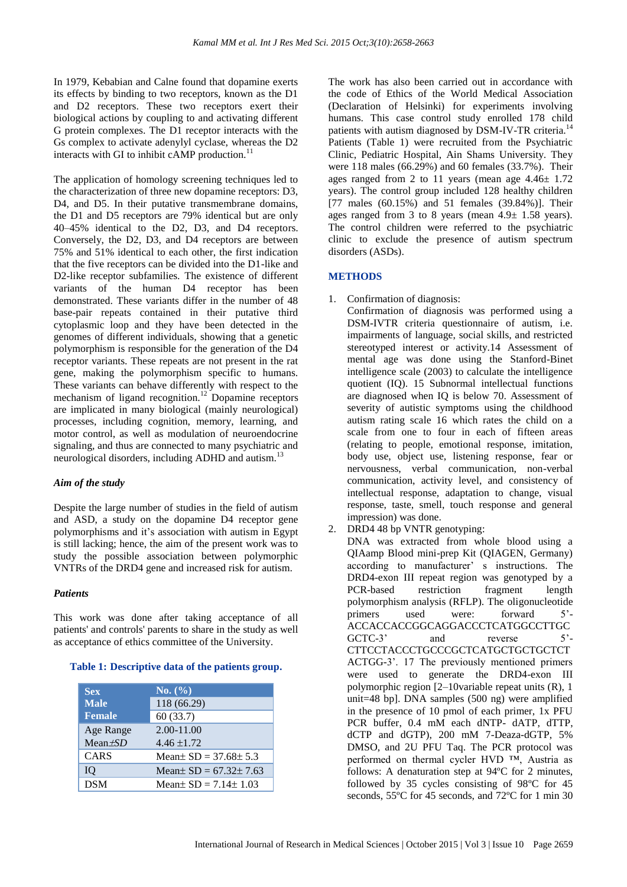In 1979, Kebabian and Calne found that dopamine exerts its effects by binding to two receptors, known as the D1 and D2 receptors. These two receptors exert their biological actions by coupling to and activating different G protein complexes. The D1 receptor interacts with the Gs complex to activate adenylyl cyclase, whereas the D2 interacts with GI to inhibit cAMP production.[11]

The application of homology screening techniques led to the characterization of three new dopamine receptors: D3, D4, and D5. In their putative transmembrane domains, the D1 and D5 receptors are 79% identical but are only 40–45% identical to the D2, D3, and D4 receptors. Conversely, the D2, D3, and D4 receptors are between 75% and 51% identical to each other, the first indication that the five receptors can be divided into the D1-like and D2-like receptor subfamilies. The existence of different variants of the human D4 receptor has been demonstrated. These variants differ in the number of 48 base-pair repeats contained in their putative third cytoplasmic loop and they have been detected in the genomes of different individuals, showing that a genetic polymorphism is responsible for the generation of the D4 receptor variants. These repeats are not present in the rat gene, making the polymorphism specific to humans. These variants can behave differently with respect to the mechanism of ligand recognition.[12] Dopamine receptors are implicated in many biological (mainly neurological) processes, including cognition, memory, learning, and motor control, as well as modulation of neuroendocrine signaling, and thus are connected to many psychiatric and neurological disorders, including ADHD and autism.[13]

### *Aim of the study*

Despite the large number of studies in the field of autism and ASD, a study on the dopamine D4 receptor gene polymorphisms and it's association with autism in Egypt is still lacking; hence, the aim of the present work was to study the possible association between polymorphic VNTRs of the DRD4 gene and increased risk for autism.

### *Patients*

This work was done after taking acceptance of all patients' and controls' parents to share in the study as well as acceptance of ethics committee of the University.

**Table 1: Descriptive data of the patients group.**

| Sex | No. (%) |
|---|---|
| Male | 118 (66.29) |
| Female | 60 (33.7) |
| Age Range | 2.00-11.00 |
| Mean±*SD* | 4.46 ±1.72 |
| CARS | Mean± SD = 37.68± 5.3 |
| IQ | Mean± SD = 67.32± 7.63 |
| DSM | Mean± SD = 7.14± 1.03 |

The work has also been carried out in accordance with the code of Ethics of the World Medical Association (Declaration of Helsinki) for experiments involving humans. This case control study enrolled 178 child patients with autism diagnosed by DSM-IV-TR criteria.[14] Patients (Table 1) were recruited from the Psychiatric Clinic, Pediatric Hospital, Ain Shams University. They were 118 males (66.29%) and 60 females (33.7%). Their ages ranged from 2 to 11 years (mean age 4.46± 1.72 years). The control group included 128 healthy children [77 males (60.15%) and 51 females (39.84%)]. Their ages ranged from 3 to 8 years (mean 4.9± 1.58 years). The control children were referred to the psychiatric clinic to exclude the presence of autism spectrum disorders (ASDs).

## METHODS

1. Confirmation of diagnosis:
   Confirmation of diagnosis was performed using a DSM-IVTR criteria questionnaire of autism, i.e. impairments of language, social skills, and restricted stereotyped interest or activity.14 Assessment of mental age was done using the Stanford-Binet intelligence scale (2003) to calculate the intelligence quotient (IQ). 15 Subnormal intellectual functions are diagnosed when IQ is below 70. Assessment of severity of autistic symptoms using the childhood autism rating scale 16 which rates the child on a scale from one to four in each of fifteen areas (relating to people, emotional response, imitation, body use, object use, listening response, fear or nervousness, verbal communication, non-verbal communication, activity level, and consistency of intellectual response, adaptation to change, visual response, taste, smell, touch response and general impression) was done.
2. DRD4 48 bp VNTR genotyping:
   DNA was extracted from whole blood using a QIAamp Blood mini-prep Kit (QIAGEN, Germany) according to manufacturer' s instructions. The DRD4-exon III repeat region was genotyped by a PCR-based restriction fragment length polymorphism analysis (RFLP). The oligonucleotide primers used were: forward 5'-ACCACCACCGGCAGGACCCTCATGGCCTTGC GCTC-3' and reverse 5'-CTTCCTACCCTGCCCGCTCATGCTGCTGCTCT ACTGG-3'. 17 The previously mentioned primers were used to generate the DRD4-exon III polymorphic region [2–10variable repeat units (R), 1 unit=48 bp]. DNA samples (500 ng) were amplified in the presence of 10 pmol of each primer, 1x PFU PCR buffer, 0.4 mM each dNTP- dATP, dTTP, dCTP and dGTP), 200 mM 7-Deaza-dGTP, 5% DMSO, and 2U PFU Taq. The PCR protocol was performed on thermal cycler HVD ™, Austria as follows: A denaturation step at 94ºC for 2 minutes, followed by 35 cycles consisting of 98ºC for 45 seconds, 55ºC for 45 seconds, and 72ºC for 1 min 30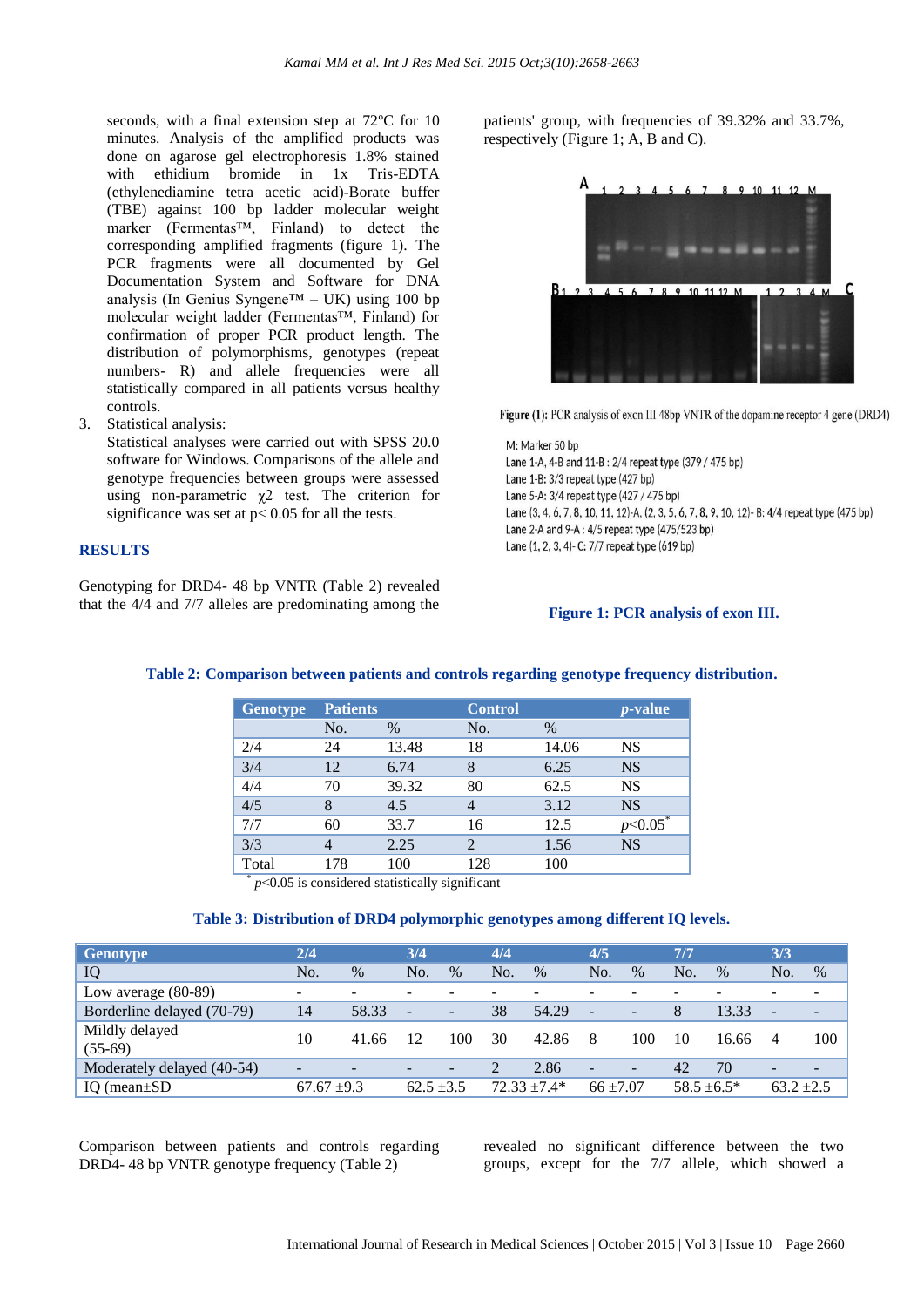seconds, with a final extension step at 72ºC for 10 minutes. Analysis of the amplified products was done on agarose gel electrophoresis 1.8% stained with ethidium bromide in 1x Tris-EDTA (ethylenediamine tetra acetic acid)-Borate buffer (TBE) against 100 bp ladder molecular weight marker (Fermentas™, Finland) to detect the corresponding amplified fragments (figure 1). The PCR fragments were all documented by Gel Documentation System and Software for DNA analysis (In Genius Syngene™ – UK) using 100 bp molecular weight ladder (Fermentas™, Finland) for confirmation of proper PCR product length. The distribution of polymorphisms, genotypes (repeat numbers- R) and allele frequencies were all statistically compared in all patients versus healthy controls.

3. Statistical analysis:
   Statistical analyses were carried out with SPSS 20.0 software for Windows. Comparisons of the allele and genotype frequencies between groups were assessed using non-parametric $\chi2$ test. The criterion for significance was set at $p < 0.05$ for all the tests.

## RESULTS

Genotyping for DRD4- 48 bp VNTR (Table 2) revealed that the 4/4 and 7/7 alleles are predominating among the patients' group, with frequencies of 39.32% and 33.7%, respectively (Figure 1; A, B and C).

Figure (1): PCR analysis of exon III 48bp VNTR of the dopamine receptor 4 gene (DRD4)

M: Marker 50 bp
Lane 1-A, 4-B and 11-B : 2/4 repeat type (379 / 475 bp)
Lane 1-B: 3/3 repeat type (427 bp)
Lane 5-A: 3/4 repeat type (427 / 475 bp)
Lane (3, 4, 6, 7, 8, 10, 11, 12)-A, (2, 3, 5, 6, 7, 8, 9, 10, 12)- B: 4/4 repeat type (475 bp)
Lane 2-A and 9-A : 4/5 repeat type (475/523 bp)
Lane (1, 2, 3, 4)- C: 7/7 repeat type (619 bp)

**Figure 1: PCR analysis of exon III.**

**Table 2: Comparison between patients and controls regarding genotype frequency distribution.**

| Genotype | Patients | | Control | | *p*-value |
|---|---|---|---|---|---|
| | No. | % | No. | % | |
| 2/4 | 24 | 13.48 | 18 | 14.06 | NS |
| 3/4 | 12 | 6.74 | 8 | 6.25 | NS |
| 4/4 | 70 | 39.32 | 80 | 62.5 | NS |
| 4/5 | 8 | 4.5 | 4 | 3.12 | NS |
| 7/7 | 60 | 33.7 | 16 | 12.5 | $p<0.05^*$ |
| 3/3 | 4 | 2.25 | 2 | 1.56 | NS |
| Total | 178 | 100 | 128 | 100 | |

\* $p<0.05$ is considered statistically significant

**Table 3: Distribution of DRD4 polymorphic genotypes among different IQ levels.**

| Genotype | 2/4 | | 3/4 | | 4/4 | | 4/5 | | 7/7 | | 3/3 | |
|---|---|---|---|---|---|---|---|---|---|---|---|---|
| IQ | No. | % | No. | % | No. | % | No. | % | No. | % | No. | % |
| Low average (80-89) | - | - | - | - | - | - | - | - | - | - | - | - |
| Borderline delayed (70-79) | 14 | 58.33 | - | - | 38 | 54.29 | - | - | 8 | 13.33 | - | - |
| Mildly delayed (55-69) | 10 | 41.66 | 12 | 100 | 30 | 42.86 | 8 | 100 | 10 | 16.66 | 4 | 100 |
| Moderately delayed (40-54) | - | - | - | - | 2 | 2.86 | - | - | 42 | 70 | - | - |
| IQ (mean±SD | 67.67 ±9.3 | | 62.5 ±3.5 | | 72.33 ±7.4* | | 66 ±7.07 | | 58.5 ±6.5* | | 63.2 ±2.5 | |

Comparison between patients and controls regarding DRD4- 48 bp VNTR genotype frequency (Table 2) revealed no significant difference between the two groups, except for the 7/7 allele, which showed a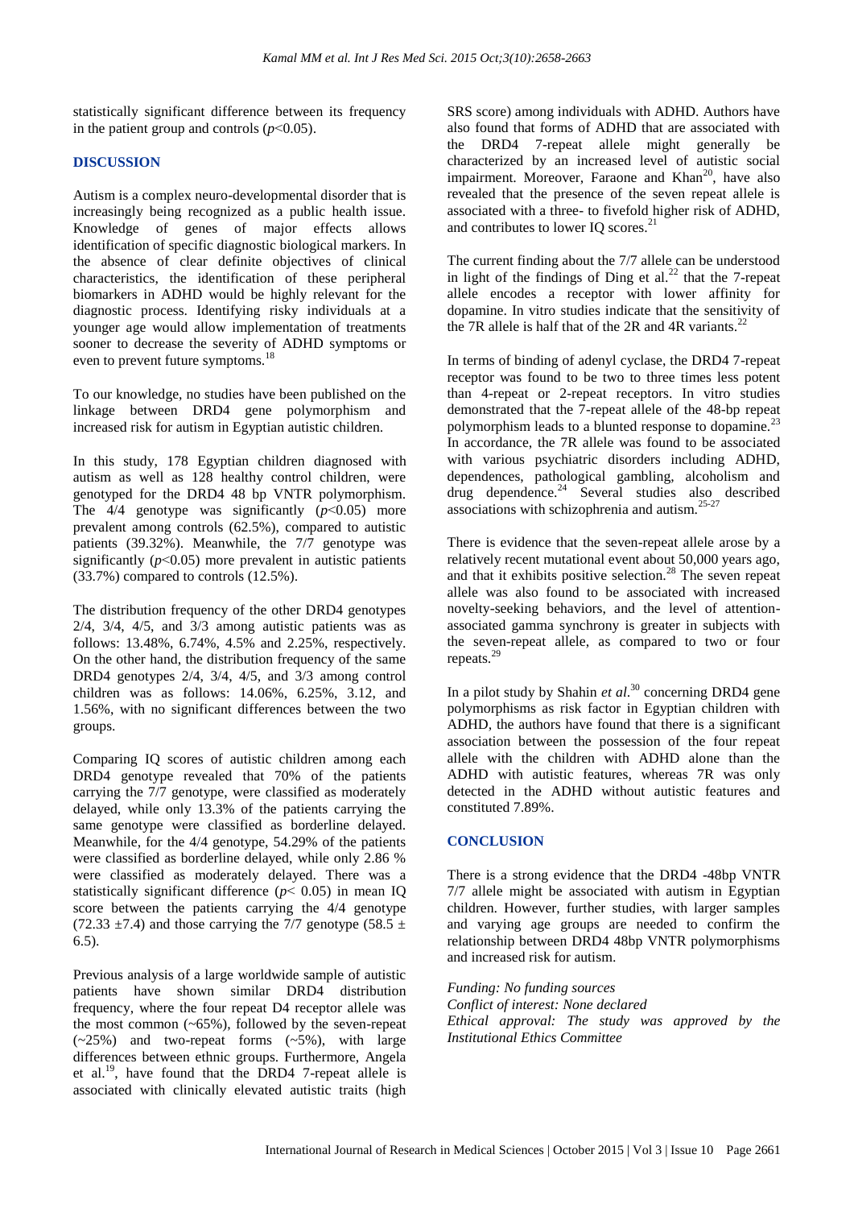statistically significant difference between its frequency in the patient group and controls ($p<0.05$).

## DISCUSSION

Autism is a complex neuro-developmental disorder that is increasingly being recognized as a public health issue. Knowledge of genes of major effects allows identification of specific diagnostic biological markers. In the absence of clear definite objectives of clinical characteristics, the identification of these peripheral biomarkers in ADHD would be highly relevant for the diagnostic process. Identifying risky individuals at a younger age would allow implementation of treatments sooner to decrease the severity of ADHD symptoms or even to prevent future symptoms.[18]

To our knowledge, no studies have been published on the linkage between DRD4 gene polymorphism and increased risk for autism in Egyptian autistic children.

In this study, 178 Egyptian children diagnosed with autism as well as 128 healthy control children, were genotyped for the DRD4 48 bp VNTR polymorphism. The 4/4 genotype was significantly ($p<0.05$) more prevalent among controls (62.5%), compared to autistic patients (39.32%). Meanwhile, the 7/7 genotype was significantly ($p<0.05$) more prevalent in autistic patients (33.7%) compared to controls (12.5%).

The distribution frequency of the other DRD4 genotypes 2/4, 3/4, 4/5, and 3/3 among autistic patients was as follows: 13.48%, 6.74%, 4.5% and 2.25%, respectively. On the other hand, the distribution frequency of the same DRD4 genotypes 2/4, 3/4, 4/5, and 3/3 among control children was as follows: 14.06%, 6.25%, 3.12, and 1.56%, with no significant differences between the two groups.

Comparing IQ scores of autistic children among each DRD4 genotype revealed that 70% of the patients carrying the 7/7 genotype, were classified as moderately delayed, while only 13.3% of the patients carrying the same genotype were classified as borderline delayed. Meanwhile, for the 4/4 genotype, 54.29% of the patients were classified as borderline delayed, while only 2.86 % were classified as moderately delayed. There was a statistically significant difference ($p<0.05$) in mean IQ score between the patients carrying the 4/4 genotype ($72.33 \pm 7.4$) and those carrying the 7/7 genotype ($58.5 \pm 6.5$).

Previous analysis of a large worldwide sample of autistic patients have shown similar DRD4 distribution frequency, where the four repeat D4 receptor allele was the most common (~65%), followed by the seven-repeat (~25%) and two-repeat forms (~5%), with large differences between ethnic groups. Furthermore, Angela et al.[19], have found that the DRD4 7-repeat allele is associated with clinically elevated autistic traits (high SRS score) among individuals with ADHD. Authors have also found that forms of ADHD that are associated with the DRD4 7-repeat allele might generally be characterized by an increased level of autistic social impairment. Moreover, Faraone and Khan[20], have also revealed that the presence of the seven repeat allele is associated with a three- to fivefold higher risk of ADHD, and contributes to lower IQ scores.[21]

The current finding about the 7/7 allele can be understood in light of the findings of Ding et al.[22] that the 7-repeat allele encodes a receptor with lower affinity for dopamine. In vitro studies indicate that the sensitivity of the 7R allele is half that of the 2R and 4R variants.[22]

In terms of binding of adenyl cyclase, the DRD4 7-repeat receptor was found to be two to three times less potent than 4-repeat or 2-repeat receptors. In vitro studies demonstrated that the 7-repeat allele of the 48-bp repeat polymorphism leads to a blunted response to dopamine.[23] In accordance, the 7R allele was found to be associated with various psychiatric disorders including ADHD, dependences, pathological gambling, alcoholism and drug dependence.[24] Several studies also described associations with schizophrenia and autism.[25-27]

There is evidence that the seven-repeat allele arose by a relatively recent mutational event about 50,000 years ago, and that it exhibits positive selection.[28] The seven repeat allele was also found to be associated with increased novelty-seeking behaviors, and the level of attention-associated gamma synchrony is greater in subjects with the seven-repeat allele, as compared to two or four repeats.[29]

In a pilot study by Shahin *et al.*[30] concerning DRD4 gene polymorphisms as risk factor in Egyptian children with ADHD, the authors have found that there is a significant association between the possession of the four repeat allele with the children with ADHD alone than the ADHD with autistic features, whereas 7R was only detected in the ADHD without autistic features and constituted 7.89%.

## CONCLUSION

There is a strong evidence that the DRD4 -48bp VNTR 7/7 allele might be associated with autism in Egyptian children. However, further studies, with larger samples and varying age groups are needed to confirm the relationship between DRD4 48bp VNTR polymorphisms and increased risk for autism.

*Funding: No funding sources*
*Conflict of interest: None declared*
*Ethical approval: The study was approved by the Institutional Ethics Committee*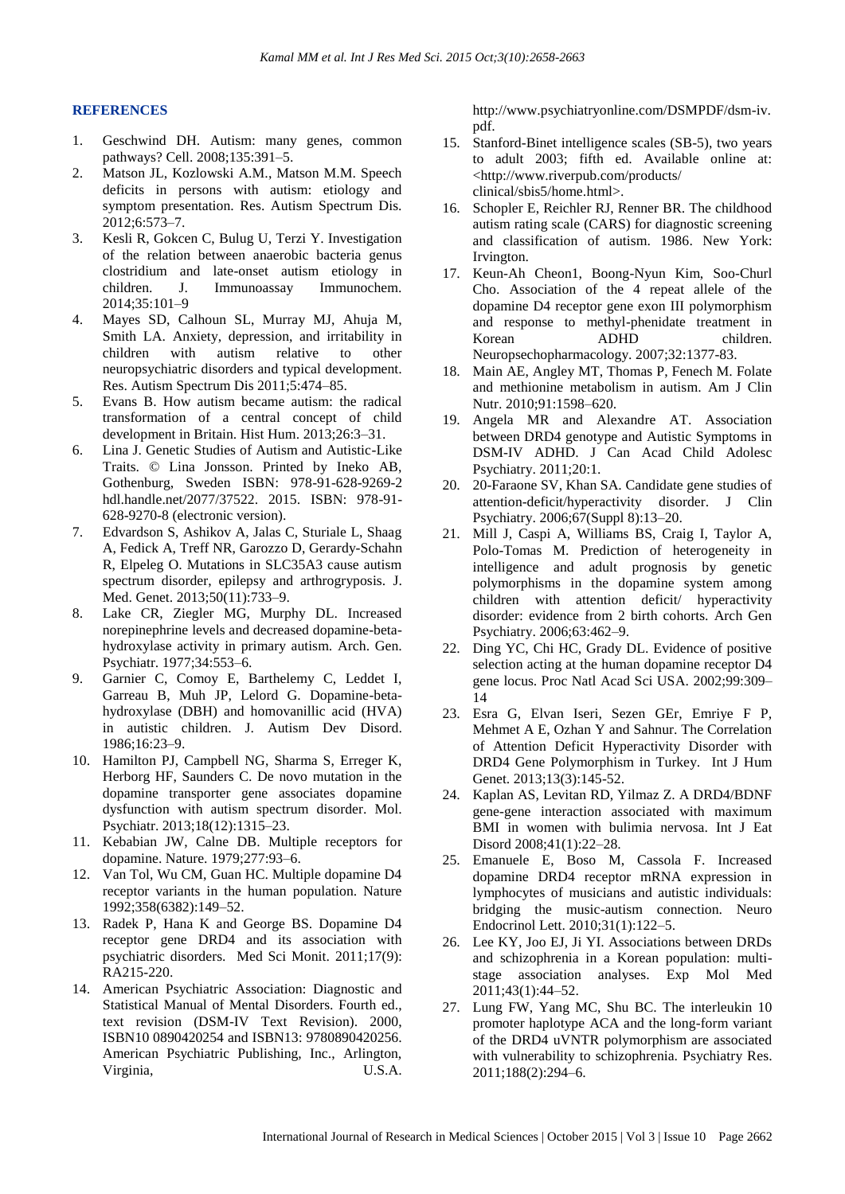## REFERENCES

1. Geschwind DH. Autism: many genes, common pathways? Cell. 2008;135:391–5.
2. Matson JL, Kozlowski A.M., Matson M.M. Speech deficits in persons with autism: etiology and symptom presentation. Res. Autism Spectrum Dis. 2012;6:573–7.
3. Kesli R, Gokcen C, Bulug U, Terzi Y. Investigation of the relation between anaerobic bacteria genus clostridium and late-onset autism etiology in children. J. Immunoassay Immunochem. 2014;35:101–9
4. Mayes SD, Calhoun SL, Murray MJ, Ahuja M, Smith LA. Anxiety, depression, and irritability in children with autism relative to other neuropsychiatric disorders and typical development. Res. Autism Spectrum Dis 2011;5:474–85.
5. Evans B. How autism became autism: the radical transformation of a central concept of child development in Britain. Hist Hum. 2013;26:3–31.
6. Lina J. Genetic Studies of Autism and Autistic-Like Traits. © Lina Jonsson. Printed by Ineko AB, Gothenburg, Sweden ISBN: 978-91-628-9269-2 hdl.handle.net/2077/37522. 2015. ISBN: 978-91-628-9270-8 (electronic version).
7. Edvardson S, Ashikov A, Jalas C, Sturiale L, Shaag A, Fedick A, Treff NR, Garozzo D, Gerardy-Schahn R, Elpeleg O. Mutations in SLC35A3 cause autism spectrum disorder, epilepsy and arthrogryposis. J. Med. Genet. 2013;50(11):733–9.
8. Lake CR, Ziegler MG, Murphy DL. Increased norepinephrine levels and decreased dopamine-beta-hydroxylase activity in primary autism. Arch. Gen. Psychiatr. 1977;34:553–6.
9. Garnier C, Comoy E, Barthelemy C, Leddet I, Garreau B, Muh JP, Lelord G. Dopamine-beta-hydroxylase (DBH) and homovanillic acid (HVA) in autistic children. J. Autism Dev Disord. 1986;16:23–9.
10. Hamilton PJ, Campbell NG, Sharma S, Erreger K, Herborg HF, Saunders C. De novo mutation in the dopamine transporter gene associates dopamine dysfunction with autism spectrum disorder. Mol. Psychiatr. 2013;18(12):1315–23.
11. Kebabian JW, Calne DB. Multiple receptors for dopamine. Nature. 1979;277:93–6.
12. Van Tol, Wu CM, Guan HC. Multiple dopamine D4 receptor variants in the human population. Nature 1992;358(6382):149–52.
13. Radek P, Hana K and George BS. Dopamine D4 receptor gene DRD4 and its association with psychiatric disorders. Med Sci Monit. 2011;17(9): RA215-220.
14. American Psychiatric Association: Diagnostic and Statistical Manual of Mental Disorders. Fourth ed., text revision (DSM-IV Text Revision). 2000, ISBN10 0890420254 and ISBN13: 9780890420256. American Psychiatric Publishing, Inc., Arlington, Virginia, U.S.A. http://www.psychiatryonline.com/DSMPDF/dsm-iv.pdf.
15. Stanford-Binet intelligence scales (SB-5), two years to adult 2003; fifth ed. Available online at: <http://www.riverpub.com/products/clinical/sbis5/home.html>.
16. Schopler E, Reichler RJ, Renner BR. The childhood autism rating scale (CARS) for diagnostic screening and classification of autism. 1986. New York: Irvington.
17. Keun-Ah Cheon1, Boong-Nyun Kim, Soo-Churl Cho. Association of the 4 repeat allele of the dopamine D4 receptor gene exon III polymorphism and response to methyl-phenidate treatment in Korean ADHD children. Neuropsechopharmacology. 2007;32:1377-83.
18. Main AE, Angley MT, Thomas P, Fenech M. Folate and methionine metabolism in autism. Am J Clin Nutr. 2010;91:1598–620.
19. Angela MR and Alexandre AT. Association between DRD4 genotype and Autistic Symptoms in DSM-IV ADHD. J Can Acad Child Adolesc Psychiatry. 2011;20:1.
20. 20-Faraone SV, Khan SA. Candidate gene studies of attention-deficit/hyperactivity disorder. J Clin Psychiatry. 2006;67(Suppl 8):13–20.
21. Mill J, Caspi A, Williams BS, Craig I, Taylor A, Polo-Tomas M. Prediction of heterogeneity in intelligence and adult prognosis by genetic polymorphisms in the dopamine system among children with attention deficit/ hyperactivity disorder: evidence from 2 birth cohorts. Arch Gen Psychiatry. 2006;63:462–9.
22. Ding YC, Chi HC, Grady DL. Evidence of positive selection acting at the human dopamine receptor D4 gene locus. Proc Natl Acad Sci USA. 2002;99:309–14
23. Esra G, Elvan Iseri, Sezen GEr, Emriye F P, Mehmet A E, Ozhan Y and Sahnur. The Correlation of Attention Deficit Hyperactivity Disorder with DRD4 Gene Polymorphism in Turkey. Int J Hum Genet. 2013;13(3):145-52.
24. Kaplan AS, Levitan RD, Yilmaz Z. A DRD4/BDNF gene-gene interaction associated with maximum BMI in women with bulimia nervosa. Int J Eat Disord 2008;41(1):22–28.
25. Emanuele E, Boso M, Cassola F. Increased dopamine DRD4 receptor mRNA expression in lymphocytes of musicians and autistic individuals: bridging the music-autism connection. Neuro Endocrinol Lett. 2010;31(1):122–5.
26. Lee KY, Joo EJ, Ji YI. Associations between DRDs and schizophrenia in a Korean population: multi-stage association analyses. Exp Mol Med 2011;43(1):44–52.
27. Lung FW, Yang MC, Shu BC. The interleukin 10 promoter haplotype ACA and the long-form variant of the DRD4 uVNTR polymorphism are associated with vulnerability to schizophrenia. Psychiatry Res. 2011;188(2):294–6.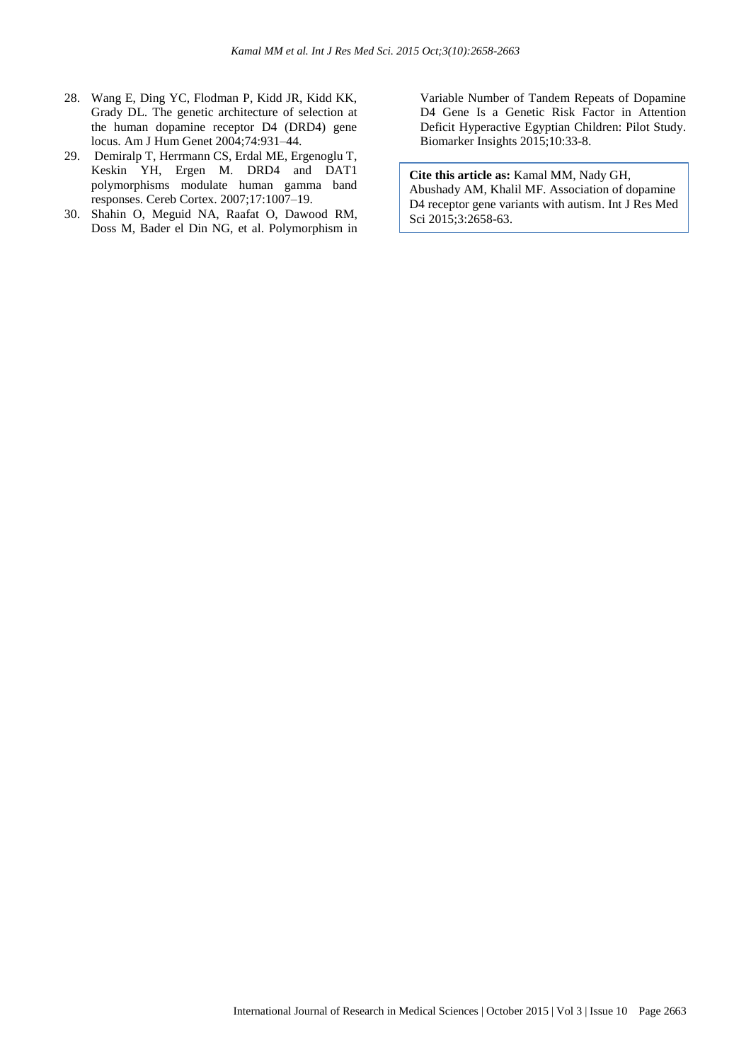28. Wang E, Ding YC, Flodman P, Kidd JR, Kidd KK, Grady DL. The genetic architecture of selection at the human dopamine receptor D4 (DRD4) gene locus. Am J Hum Genet 2004;74:931–44.
29. Demiralp T, Herrmann CS, Erdal ME, Ergenoglu T, Keskin YH, Ergen M. DRD4 and DAT1 polymorphisms modulate human gamma band responses. Cereb Cortex. 2007;17:1007–19.
30. Shahin O, Meguid NA, Raafat O, Dawood RM, Doss M, Bader el Din NG, et al. Polymorphism in Variable Number of Tandem Repeats of Dopamine D4 Gene Is a Genetic Risk Factor in Attention Deficit Hyperactive Egyptian Children: Pilot Study. Biomarker Insights 2015;10:33-8.

**Cite this article as:** Kamal MM, Nady GH, Abushady AM, Khalil MF. Association of dopamine D4 receptor gene variants with autism. Int J Res Med Sci 2015;3:2658-63.